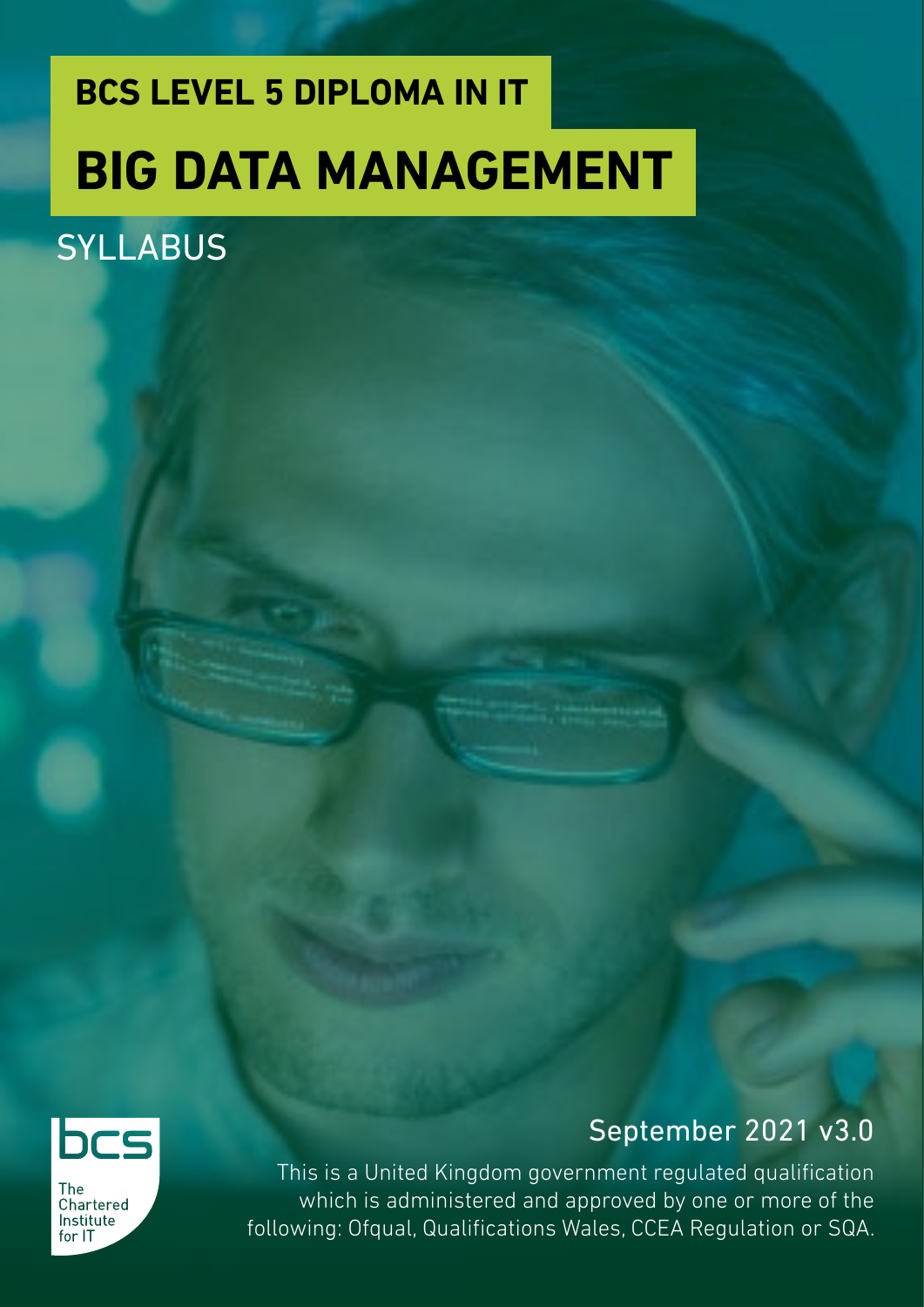# BCS LEVEL 5 DIPLOMA IN IT

# BIG DATA MANAGEMENT

## SYLLABUS

September 2021 v3.0

This is a United Kingdom government regulated qualification which is administered and approved by one or more of the following: Ofqual, Qualifications Wales, CCEA Regulation or SQA.

bcs The Chartered Institute for IT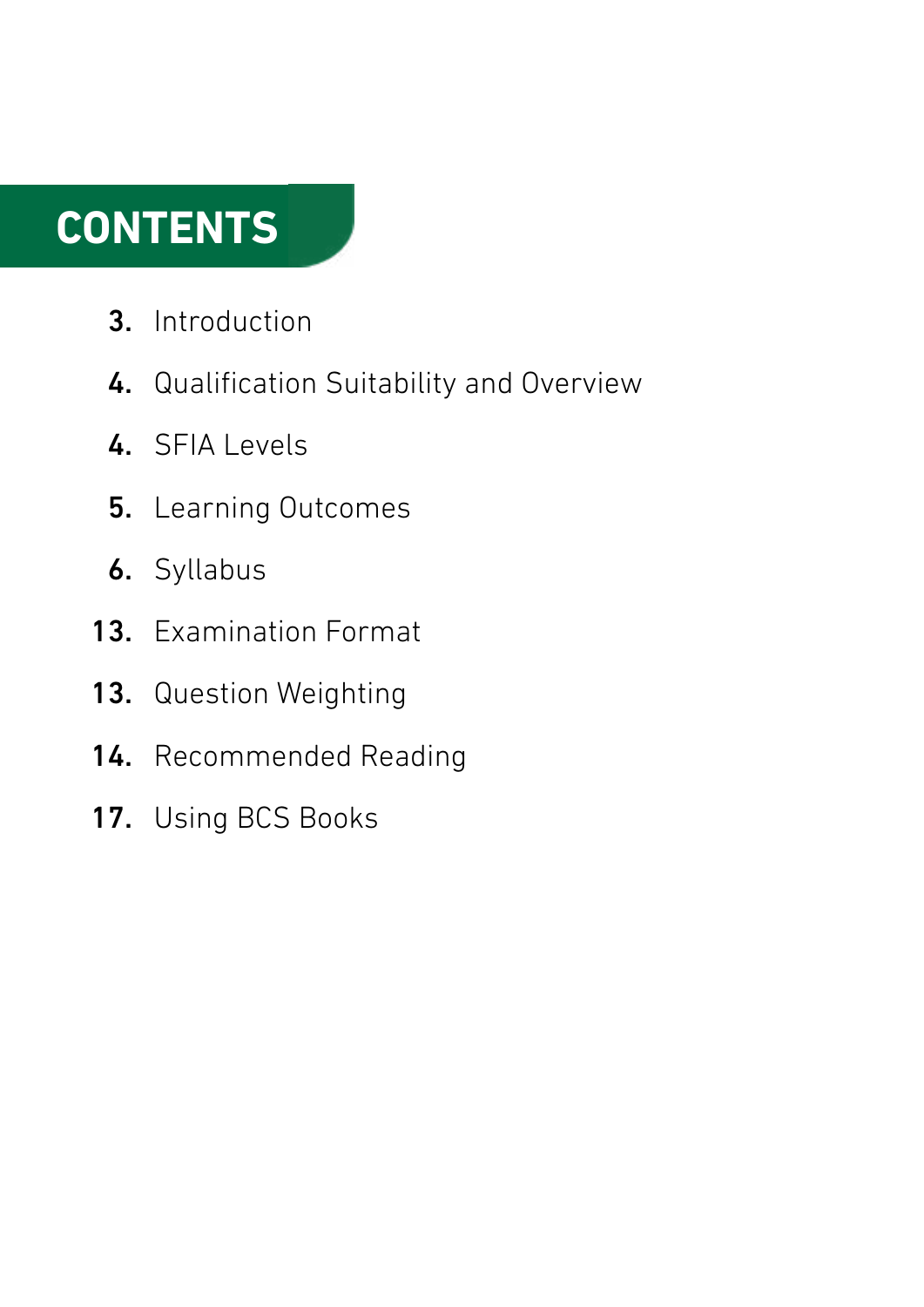# CONTENTS

- **3.** Introduction
- **4.** Qualification Suitability and Overview
- **4.** SFIA Levels
- **5.** Learning Outcomes
- **6.** Syllabus
- **13.** Examination Format
- **13.** Question Weighting
- **14.** Recommended Reading
- **17.** Using BCS Books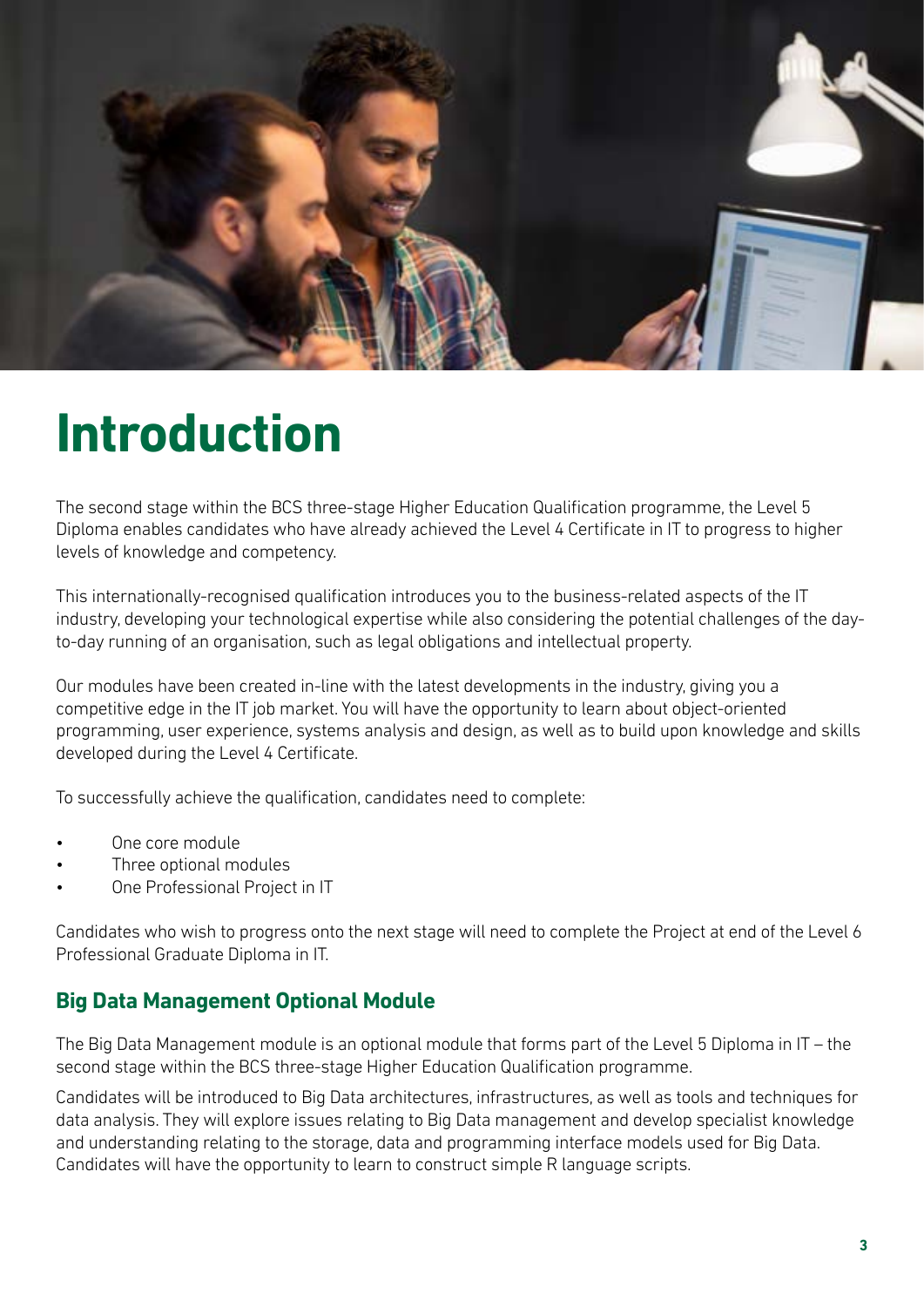# Introduction

The second stage within the BCS three-stage Higher Education Qualification programme, the Level 5 Diploma enables candidates who have already achieved the Level 4 Certificate in IT to progress to higher levels of knowledge and competency.

This internationally-recognised qualification introduces you to the business-related aspects of the IT industry, developing your technological expertise while also considering the potential challenges of the day-to-day running of an organisation, such as legal obligations and intellectual property.

Our modules have been created in-line with the latest developments in the industry, giving you a competitive edge in the IT job market. You will have the opportunity to learn about object-oriented programming, user experience, systems analysis and design, as well as to build upon knowledge and skills developed during the Level 4 Certificate.

To successfully achieve the qualification, candidates need to complete:

- One core module
- Three optional modules
- One Professional Project in IT

Candidates who wish to progress onto the next stage will need to complete the Project at end of the Level 6 Professional Graduate Diploma in IT.

### Big Data Management Optional Module

The Big Data Management module is an optional module that forms part of the Level 5 Diploma in IT – the second stage within the BCS three-stage Higher Education Qualification programme.

Candidates will be introduced to Big Data architectures, infrastructures, as well as tools and techniques for data analysis. They will explore issues relating to Big Data management and develop specialist knowledge and understanding relating to the storage, data and programming interface models used for Big Data. Candidates will have the opportunity to learn to construct simple R language scripts.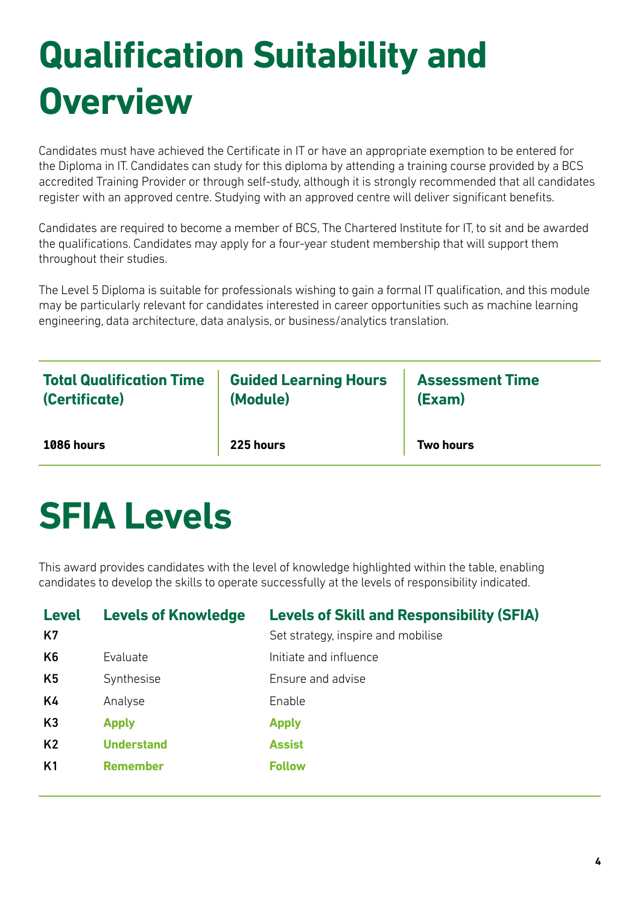# Qualification Suitability and Overview

Candidates must have achieved the Certificate in IT or have an appropriate exemption to be entered for the Diploma in IT. Candidates can study for this diploma by attending a training course provided by a BCS accredited Training Provider or through self-study, although it is strongly recommended that all candidates register with an approved centre. Studying with an approved centre will deliver significant benefits.

Candidates are required to become a member of BCS, The Chartered Institute for IT, to sit and be awarded the qualifications. Candidates may apply for a four-year student membership that will support them throughout their studies.

The Level 5 Diploma is suitable for professionals wishing to gain a formal IT qualification, and this module may be particularly relevant for candidates interested in career opportunities such as machine learning engineering, data architecture, data analysis, or business/analytics translation.

| Total Qualification Time (Certificate) | Guided Learning Hours (Module) | Assessment Time (Exam) |
|---|---|---|
| **1086 hours** | **225 hours** | **Two hours** |

# SFIA Levels

This award provides candidates with the level of knowledge highlighted within the table, enabling candidates to develop the skills to operate successfully at the levels of responsibility indicated.

| Level | Levels of Knowledge | Levels of Skill and Responsibility (SFIA) |
|---|---|---|
| K7 | | Set strategy, inspire and mobilise |
| K6 | Evaluate | Initiate and influence |
| K5 | Synthesise | Ensure and advise |
| K4 | Analyse | Enable |
| K3 | **Apply** | **Apply** |
| K2 | **Understand** | **Assist** |
| K1 | **Remember** | **Follow** |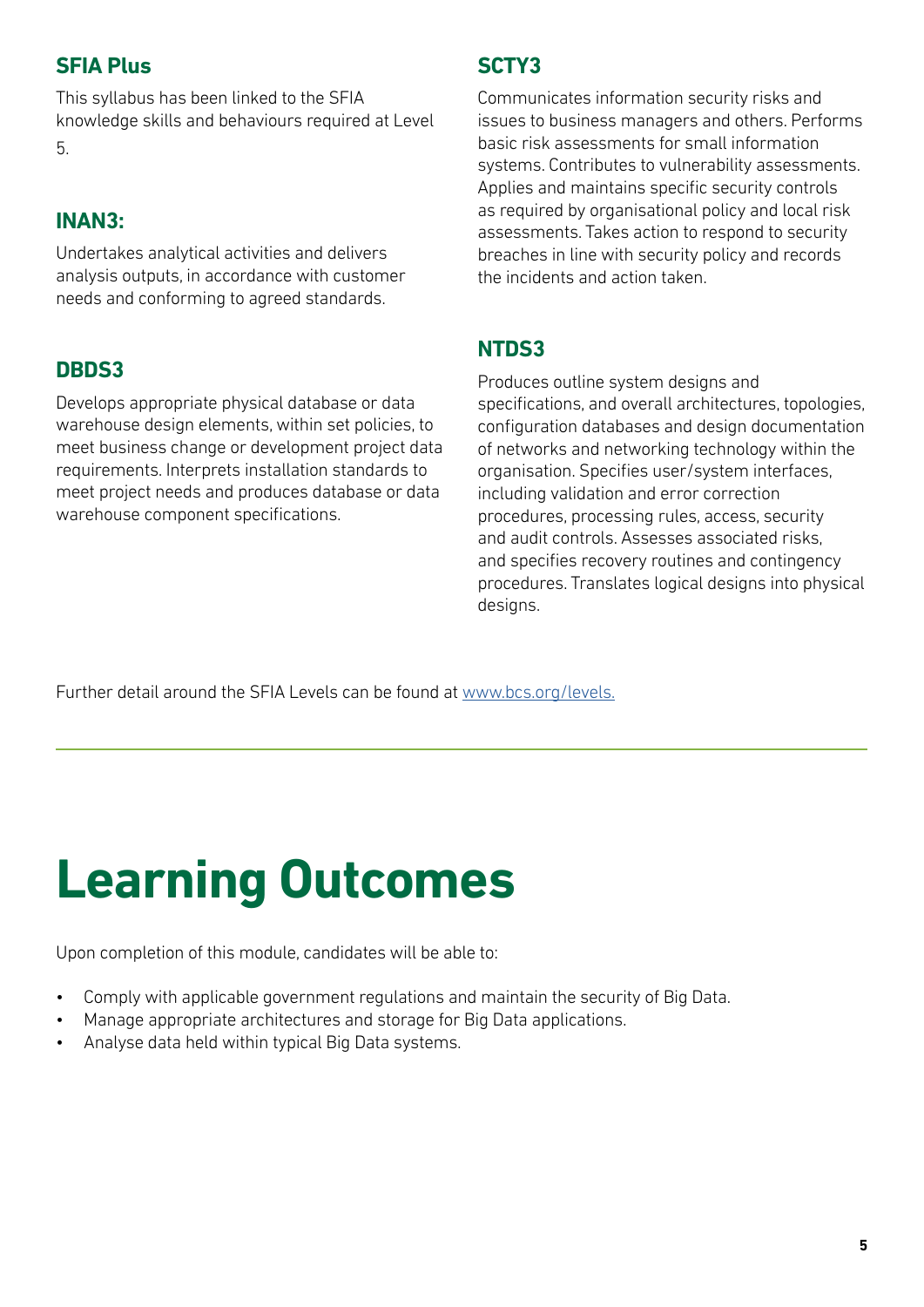### SFIA Plus

This syllabus has been linked to the SFIA knowledge skills and behaviours required at Level 5.

### INAN3:

Undertakes analytical activities and delivers analysis outputs, in accordance with customer needs and conforming to agreed standards.

### DBDS3

Develops appropriate physical database or data warehouse design elements, within set policies, to meet business change or development project data requirements. Interprets installation standards to meet project needs and produces database or data warehouse component specifications.

### SCTY3

Communicates information security risks and issues to business managers and others. Performs basic risk assessments for small information systems. Contributes to vulnerability assessments. Applies and maintains specific security controls as required by organisational policy and local risk assessments. Takes action to respond to security breaches in line with security policy and records the incidents and action taken.

### NTDS3

Produces outline system designs and specifications, and overall architectures, topologies, configuration databases and design documentation of networks and networking technology within the organisation. Specifies user/system interfaces, including validation and error correction procedures, processing rules, access, security and audit controls. Assesses associated risks, and specifies recovery routines and contingency procedures. Translates logical designs into physical designs.

Further detail around the SFIA Levels can be found at [www.bcs.org/levels.](http://www.bcs.org/levels)

# Learning Outcomes

Upon completion of this module, candidates will be able to:

- Comply with applicable government regulations and maintain the security of Big Data.
- Manage appropriate architectures and storage for Big Data applications.
- Analyse data held within typical Big Data systems.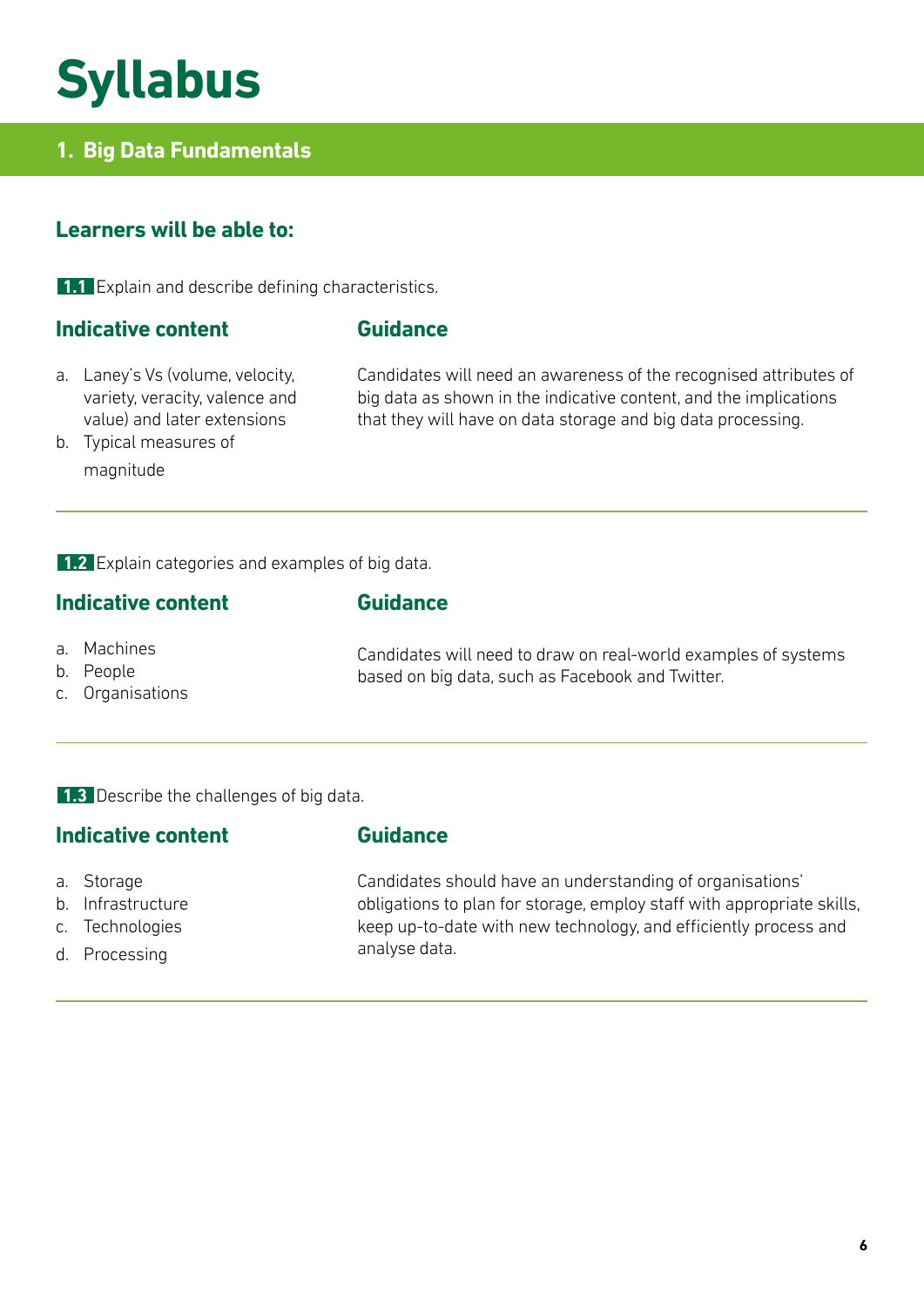# Syllabus

## 1. Big Data Fundamentals

### Learners will be able to:

**1.1** Explain and describe defining characteristics.

| Indicative content | Guidance |
| --- | --- |
| a. Laney's Vs (volume, velocity, variety, veracity, valence and value) and later extensions<br>b. Typical measures of magnitude | Candidates will need an awareness of the recognised attributes of big data as shown in the indicative content, and the implications that they will have on data storage and big data processing. |

---

**1.2** Explain categories and examples of big data.

| Indicative content | Guidance |
| --- | --- |
| a. Machines<br>b. People<br>c. Organisations | Candidates will need to draw on real-world examples of systems based on big data, such as Facebook and Twitter. |

---

**1.3** Describe the challenges of big data.

| Indicative content | Guidance |
| --- | --- |
| a. Storage<br>b. Infrastructure<br>c. Technologies<br>d. Processing | Candidates should have an understanding of organisations' obligations to plan for storage, employ staff with appropriate skills, keep up-to-date with new technology, and efficiently process and analyse data. |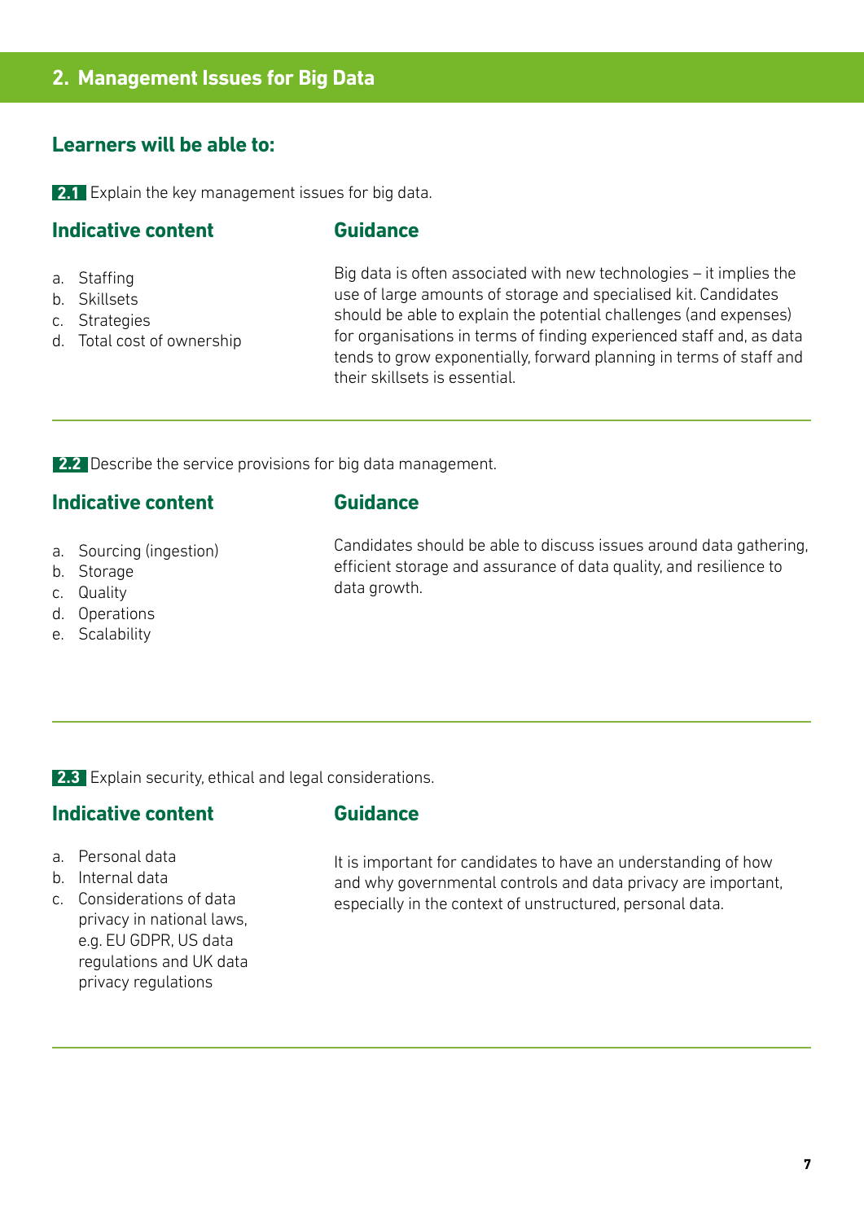## 2. Management Issues for Big Data

### Learners will be able to:

**2.1** Explain the key management issues for big data.

#### Indicative content

a. Staffing
b. Skillsets
c. Strategies
d. Total cost of ownership

#### Guidance

Big data is often associated with new technologies – it implies the use of large amounts of storage and specialised kit. Candidates should be able to explain the potential challenges (and expenses) for organisations in terms of finding experienced staff and, as data tends to grow exponentially, forward planning in terms of staff and their skillsets is essential.

---

**2.2** Describe the service provisions for big data management.

#### Indicative content

a. Sourcing (ingestion)
b. Storage
c. Quality
d. Operations
e. Scalability

#### Guidance

Candidates should be able to discuss issues around data gathering, efficient storage and assurance of data quality, and resilience to data growth.

---

**2.3** Explain security, ethical and legal considerations.

#### Indicative content

a. Personal data
b. Internal data
c. Considerations of data privacy in national laws, e.g. EU GDPR, US data regulations and UK data privacy regulations

#### Guidance

It is important for candidates to have an understanding of how and why governmental controls and data privacy are important, especially in the context of unstructured, personal data.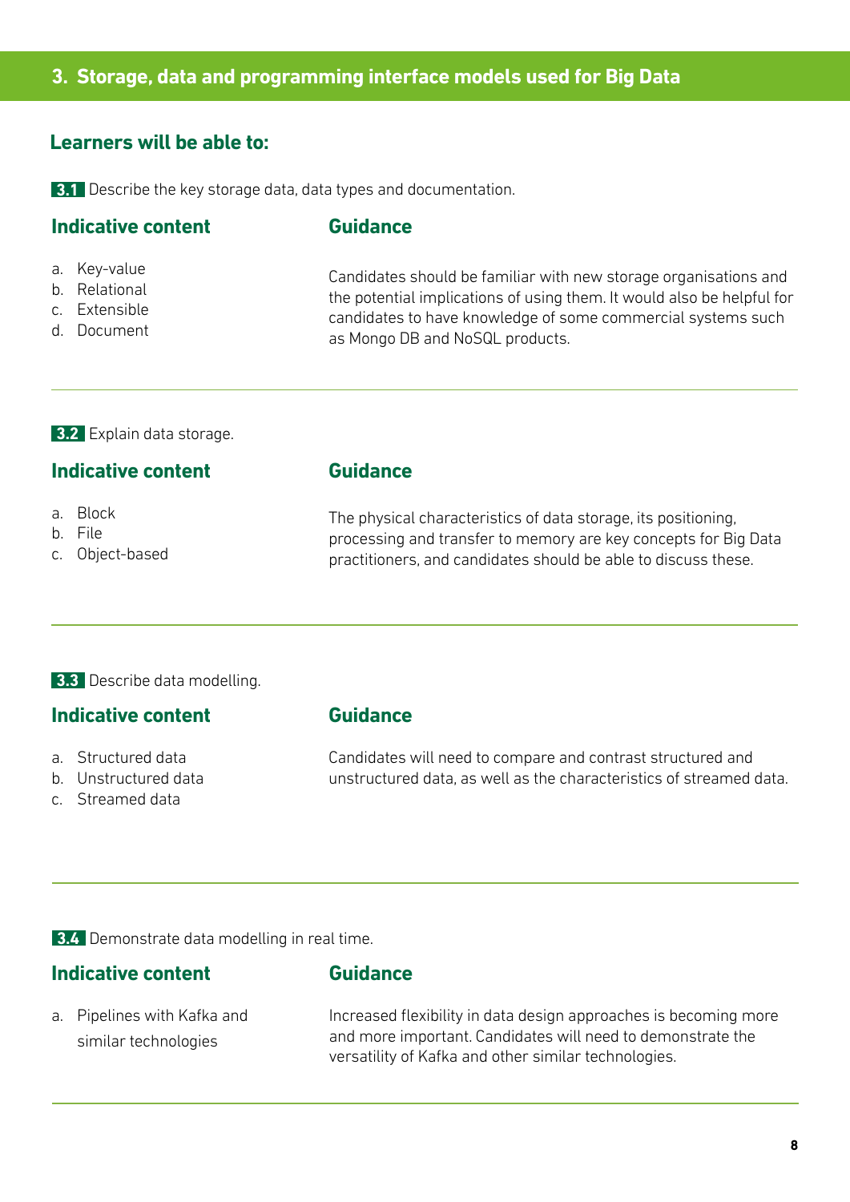## 3. Storage, data and programming interface models used for Big Data

### Learners will be able to:

**3.1** Describe the key storage data, data types and documentation.

#### Indicative content

a. Key-value
b. Relational
c. Extensible
d. Document

#### Guidance

Candidates should be familiar with new storage organisations and the potential implications of using them. It would also be helpful for candidates to have knowledge of some commercial systems such as Mongo DB and NoSQL products.

---

**3.2** Explain data storage.

#### Indicative content

a. Block
b. File
c. Object-based

#### Guidance

The physical characteristics of data storage, its positioning, processing and transfer to memory are key concepts for Big Data practitioners, and candidates should be able to discuss these.

---

**3.3** Describe data modelling.

#### Indicative content

a. Structured data
b. Unstructured data
c. Streamed data

#### Guidance

Candidates will need to compare and contrast structured and unstructured data, as well as the characteristics of streamed data.

---

**3.4** Demonstrate data modelling in real time.

#### Indicative content

a. Pipelines with Kafka and similar technologies

#### Guidance

Increased flexibility in data design approaches is becoming more and more important. Candidates will need to demonstrate the versatility of Kafka and other similar technologies.

---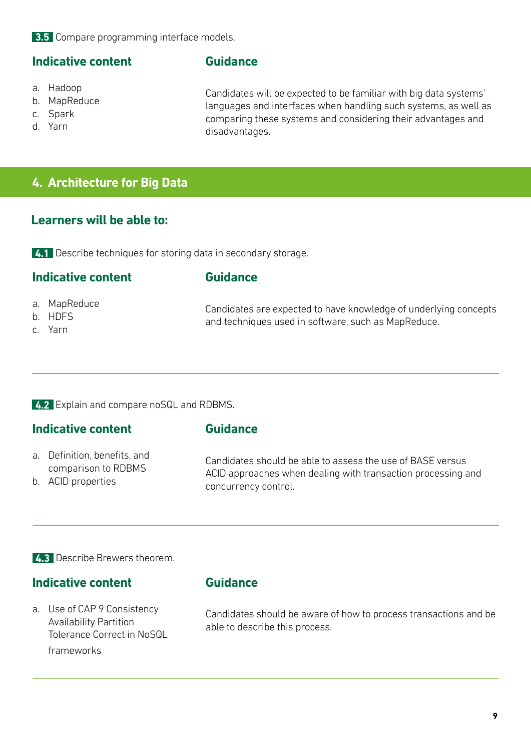**3.5** Compare programming interface models.

### Indicative content

a. Hadoop
b. MapReduce
c. Spark
d. Yarn

### Guidance

Candidates will be expected to be familiar with big data systems' languages and interfaces when handling such systems, as well as comparing these systems and considering their advantages and disadvantages.

## 4. Architecture for Big Data

### Learners will be able to:

**4.1** Describe techniques for storing data in secondary storage.

### Indicative content

a. MapReduce
b. HDFS
c. Yarn

### Guidance

Candidates are expected to have knowledge of underlying concepts and techniques used in software, such as MapReduce.

---

**4.2** Explain and compare noSQL and RDBMS.

### Indicative content

a. Definition, benefits, and comparison to RDBMS
b. ACID properties

### Guidance

Candidates should be able to assess the use of BASE versus ACID approaches when dealing with transaction processing and concurrency control.

---

**4.3** Describe Brewers theorem.

### Indicative content

a. Use of CAP 9 Consistency Availability Partition Tolerance Correct in NoSQL frameworks

### Guidance

Candidates should be aware of how to process transactions and be able to describe this process.

---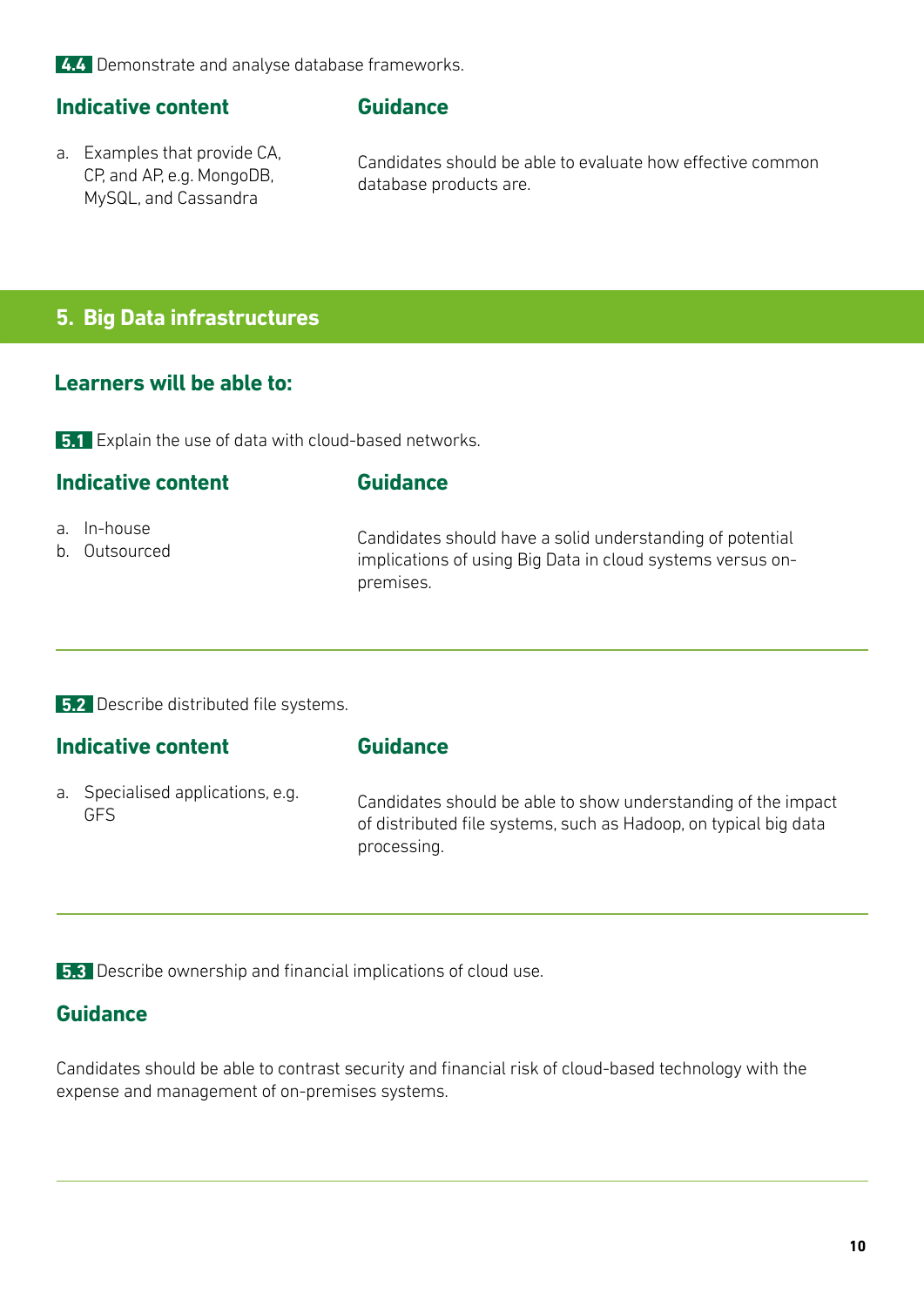**4.4** Demonstrate and analyse database frameworks.

| Indicative content | Guidance |
| --- | --- |
| a. Examples that provide CA, CP, and AP, e.g. MongoDB, MySQL, and Cassandra | Candidates should be able to evaluate how effective common database products are. |

## 5. Big Data infrastructures

### Learners will be able to:

**5.1** Explain the use of data with cloud-based networks.

| Indicative content | Guidance |
| --- | --- |
| a. In-house<br>b. Outsourced | Candidates should have a solid understanding of potential implications of using Big Data in cloud systems versus on-premises. |

**5.2** Describe distributed file systems.

| Indicative content | Guidance |
| --- | --- |
| a. Specialised applications, e.g. GFS | Candidates should be able to show understanding of the impact of distributed file systems, such as Hadoop, on typical big data processing. |

**5.3** Describe ownership and financial implications of cloud use.

#### Guidance

Candidates should be able to contrast security and financial risk of cloud-based technology with the expense and management of on-premises systems.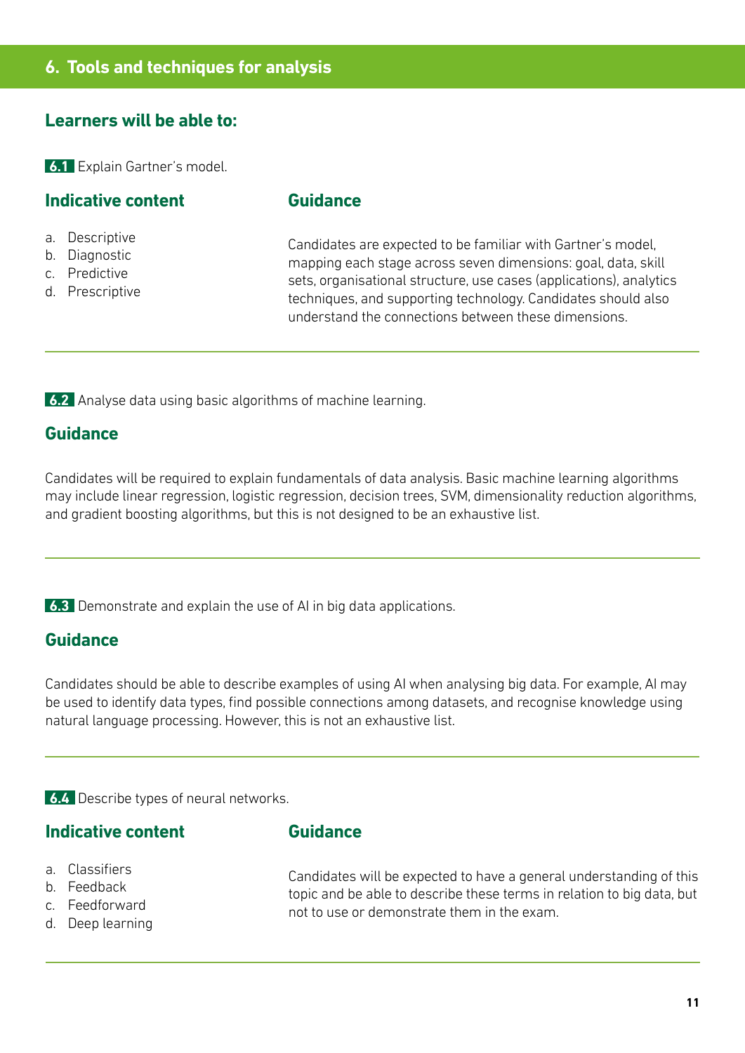## 6. Tools and techniques for analysis

### Learners will be able to:

**6.1** Explain Gartner's model.

#### Indicative content

a. Descriptive
b. Diagnostic
c. Predictive
d. Prescriptive

#### Guidance

Candidates are expected to be familiar with Gartner's model, mapping each stage across seven dimensions: goal, data, skill sets, organisational structure, use cases (applications), analytics techniques, and supporting technology. Candidates should also understand the connections between these dimensions.

---

**6.2** Analyse data using basic algorithms of machine learning.

#### Guidance

Candidates will be required to explain fundamentals of data analysis. Basic machine learning algorithms may include linear regression, logistic regression, decision trees, SVM, dimensionality reduction algorithms, and gradient boosting algorithms, but this is not designed to be an exhaustive list.

---

**6.3** Demonstrate and explain the use of AI in big data applications.

#### Guidance

Candidates should be able to describe examples of using AI when analysing big data. For example, AI may be used to identify data types, find possible connections among datasets, and recognise knowledge using natural language processing. However, this is not an exhaustive list.

---

**6.4** Describe types of neural networks.

#### Indicative content

a. Classifiers
b. Feedback
c. Feedforward
d. Deep learning

#### Guidance

Candidates will be expected to have a general understanding of this topic and be able to describe these terms in relation to big data, but not to use or demonstrate them in the exam.

---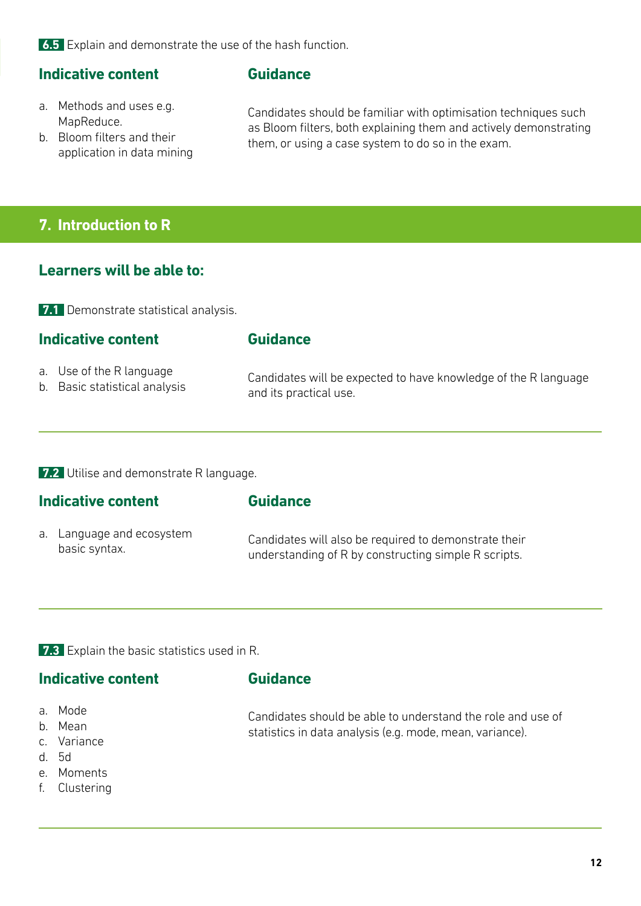**6.5** Explain and demonstrate the use of the hash function.

#### Indicative content

a. Methods and uses e.g. MapReduce.
b. Bloom filters and their application in data mining

#### Guidance

Candidates should be familiar with optimisation techniques such as Bloom filters, both explaining them and actively demonstrating them, or using a case system to do so in the exam.

## 7. Introduction to R

### Learners will be able to:

**7.1** Demonstrate statistical analysis.

#### Indicative content

a. Use of the R language
b. Basic statistical analysis

#### Guidance

Candidates will be expected to have knowledge of the R language and its practical use.

---

**7.2** Utilise and demonstrate R language.

#### Indicative content

a. Language and ecosystem basic syntax.

#### Guidance

Candidates will also be required to demonstrate their understanding of R by constructing simple R scripts.

---

**7.3** Explain the basic statistics used in R.

#### Indicative content

a. Mode
b. Mean
c. Variance
d. 5d
e. Moments
f. Clustering

#### Guidance

Candidates should be able to understand the role and use of statistics in data analysis (e.g. mode, mean, variance).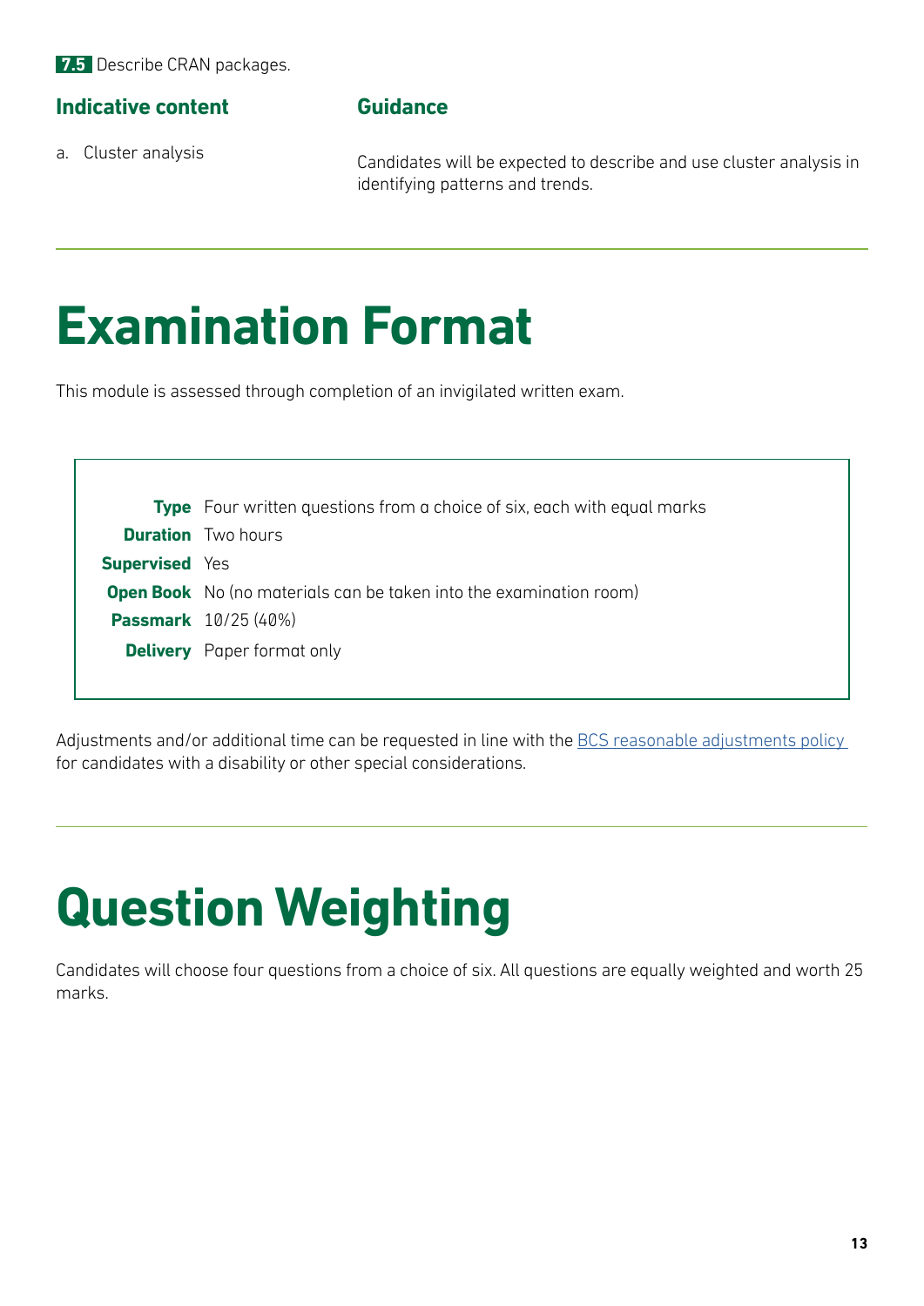**7.5** Describe CRAN packages.

| Indicative content | Guidance |
| --- | --- |
| a. Cluster analysis | Candidates will be expected to describe and use cluster analysis in identifying patterns and trends. |

# Examination Format

This module is assessed through completion of an invigilated written exam.

| | |
| --- | --- |
| **Type** | Four written questions from a choice of six, each with equal marks |
| **Duration** | Two hours |
| **Supervised** | Yes |
| **Open Book** | No (no materials can be taken into the examination room) |
| **Passmark** | 10/25 (40%) |
| **Delivery** | Paper format only |

Adjustments and/or additional time can be requested in line with the BCS reasonable adjustments policy for candidates with a disability or other special considerations.

# Question Weighting

Candidates will choose four questions from a choice of six. All questions are equally weighted and worth 25 marks.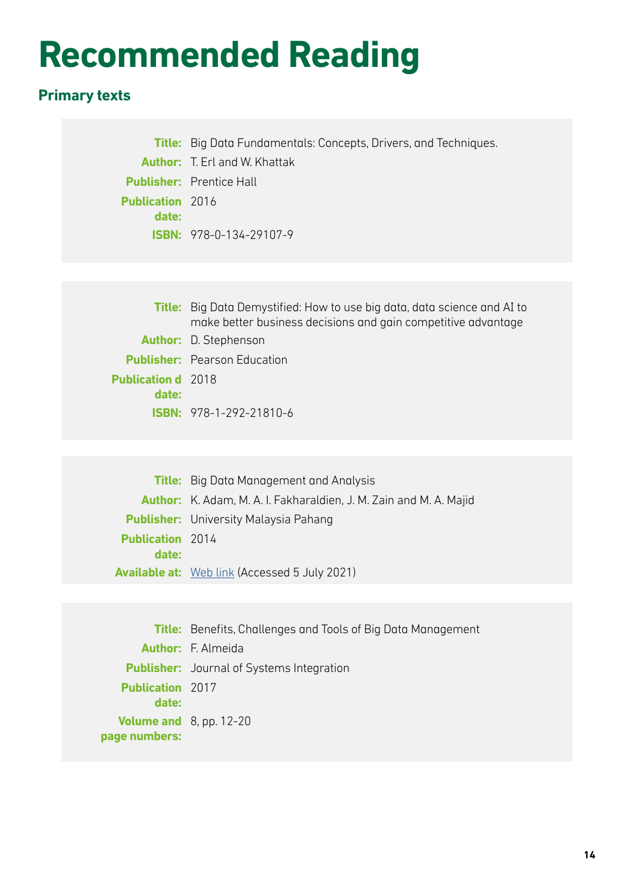# Recommended Reading

## Primary texts

**Title:** Big Data Fundamentals: Concepts, Drivers, and Techniques.
**Author:** T. Erl and W. Khattak
**Publisher:** Prentice Hall
**Publication date:** 2016
**ISBN:** 978-0-134-29107-9

**Title:** Big Data Demystified: How to use big data, data science and AI to make better business decisions and gain competitive advantage
**Author:** D. Stephenson
**Publisher:** Pearson Education
**Publication d date:** 2018
**ISBN:** 978-1-292-21810-6

**Title:** Big Data Management and Analysis
**Author:** K. Adam, M. A. I. Fakharaldien, J. M. Zain and M. A. Majid
**Publisher:** University Malaysia Pahang
**Publication date:** 2014
**Available at:** Web link (Accessed 5 July 2021)

**Title:** Benefits, Challenges and Tools of Big Data Management
**Author:** F. Almeida
**Publisher:** Journal of Systems Integration
**Publication date:** 2017
**Volume and page numbers:** 8, pp. 12-20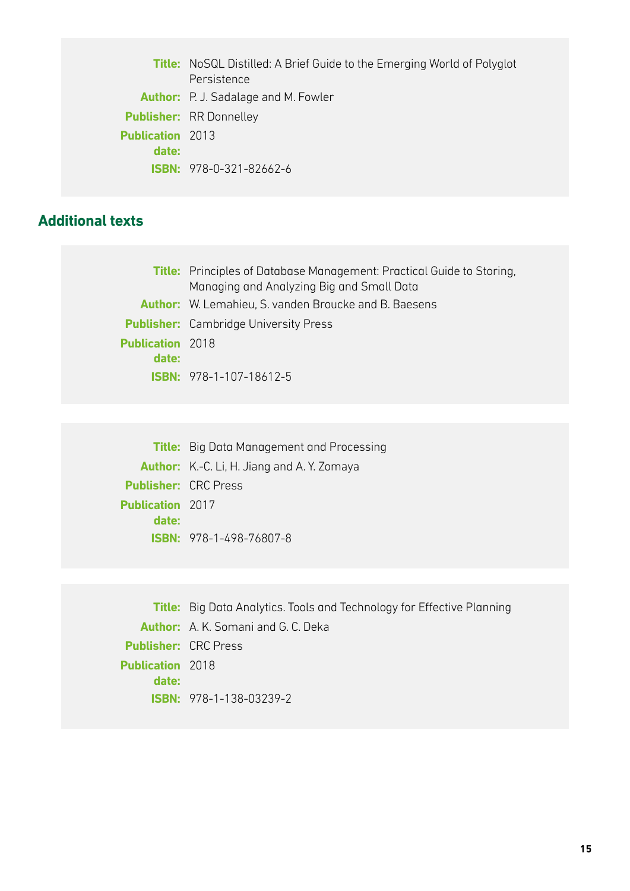**Title:** NoSQL Distilled: A Brief Guide to the Emerging World of Polyglot Persistence
**Author:** P. J. Sadalage and M. Fowler
**Publisher:** RR Donnelley
**Publication date:** 2013
**ISBN:** 978-0-321-82662-6

## Additional texts

**Title:** Principles of Database Management: Practical Guide to Storing, Managing and Analyzing Big and Small Data
**Author:** W. Lemahieu, S. vanden Broucke and B. Baesens
**Publisher:** Cambridge University Press
**Publication date:** 2018
**ISBN:** 978-1-107-18612-5

**Title:** Big Data Management and Processing
**Author:** K.-C. Li, H. Jiang and A. Y. Zomaya
**Publisher:** CRC Press
**Publication date:** 2017
**ISBN:** 978-1-498-76807-8

**Title:** Big Data Analytics. Tools and Technology for Effective Planning
**Author:** A. K. Somani and G. C. Deka
**Publisher:** CRC Press
**Publication date:** 2018
**ISBN:** 978-1-138-03239-2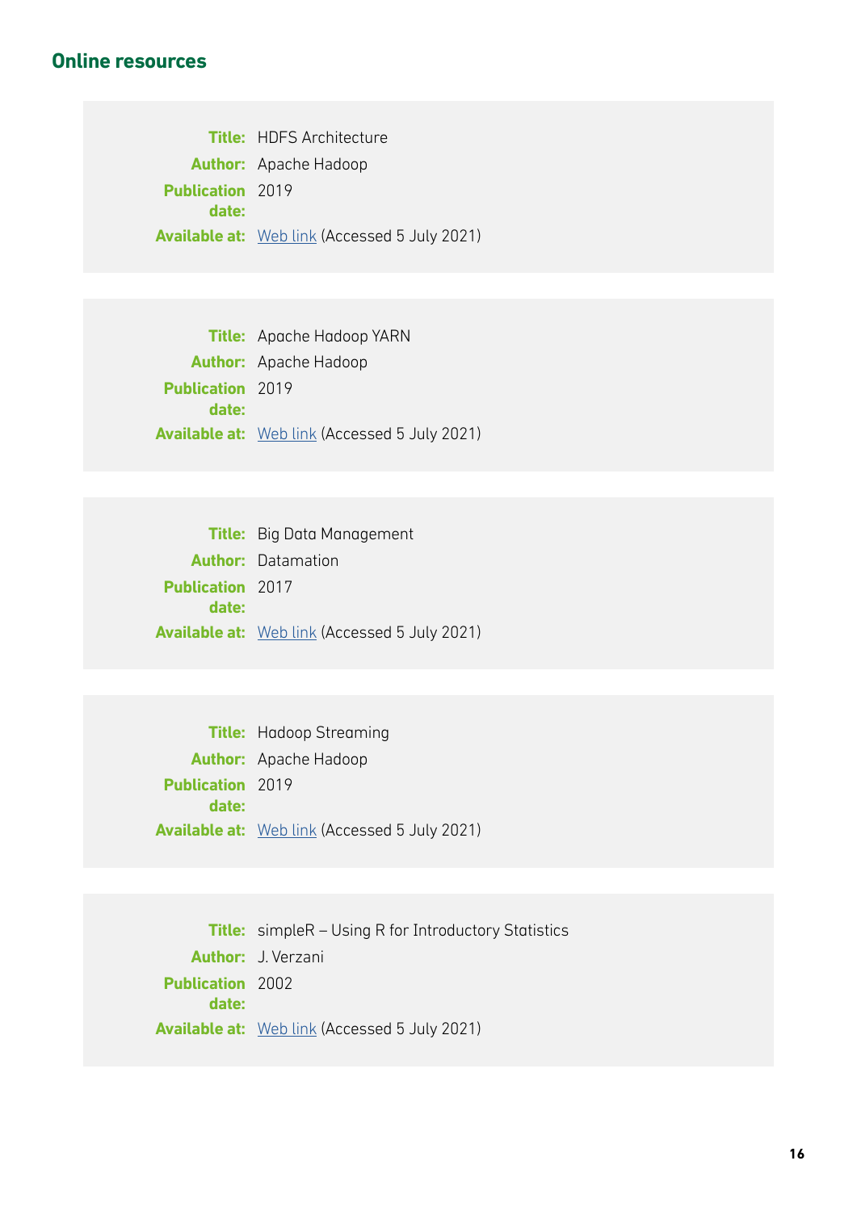## Online resources

**Title:** HDFS Architecture
**Author:** Apache Hadoop
**Publication date:** 2019
**Available at:** Web link (Accessed 5 July 2021)

**Title:** Apache Hadoop YARN
**Author:** Apache Hadoop
**Publication date:** 2019
**Available at:** Web link (Accessed 5 July 2021)

**Title:** Big Data Management
**Author:** Datamation
**Publication date:** 2017
**Available at:** Web link (Accessed 5 July 2021)

**Title:** Hadoop Streaming
**Author:** Apache Hadoop
**Publication date:** 2019
**Available at:** Web link (Accessed 5 July 2021)

**Title:** simpleR – Using R for Introductory Statistics
**Author:** J. Verzani
**Publication date:** 2002
**Available at:** Web link (Accessed 5 July 2021)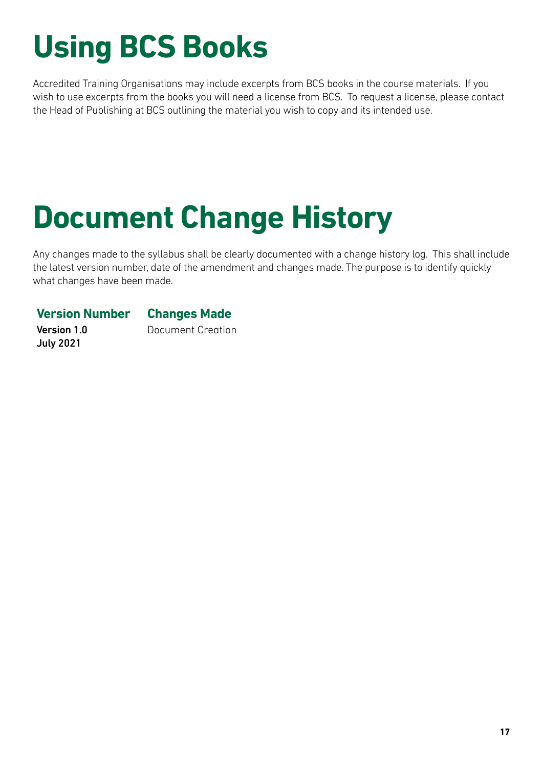# Using BCS Books

Accredited Training Organisations may include excerpts from BCS books in the course materials. If you wish to use excerpts from the books you will need a license from BCS. To request a license, please contact the Head of Publishing at BCS outlining the material you wish to copy and its intended use.

# Document Change History

Any changes made to the syllabus shall be clearly documented with a change history log. This shall include the latest version number, date of the amendment and changes made. The purpose is to identify quickly what changes have been made.

| Version Number | Changes Made |
| --- | --- |
| **Version 1.0**<br>**July 2021** | Document Creation |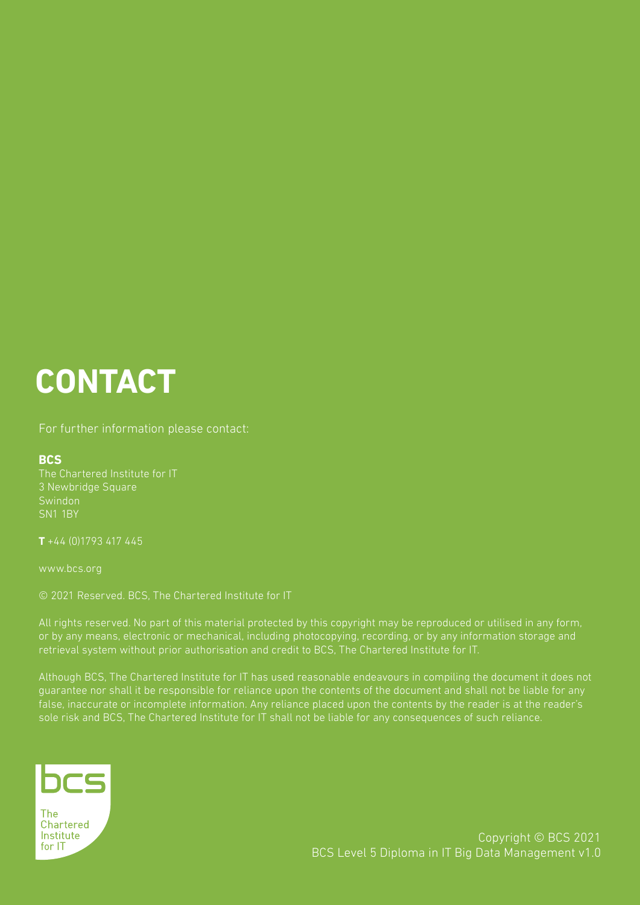# CONTACT

For further information please contact:

**BCS**
The Chartered Institute for IT
3 Newbridge Square
Swindon
SN1 1BY

**T** +44 (0)1793 417 445

www.bcs.org

© 2021 Reserved. BCS, The Chartered Institute for IT

All rights reserved. No part of this material protected by this copyright may be reproduced or utilised in any form, or by any means, electronic or mechanical, including photocopying, recording, or by any information storage and retrieval system without prior authorisation and credit to BCS, The Chartered Institute for IT.

Although BCS, The Chartered Institute for IT has used reasonable endeavours in compiling the document it does not guarantee nor shall it be responsible for reliance upon the contents of the document and shall not be liable for any false, inaccurate or incomplete information. Any reliance placed upon the contents by the reader is at the reader's sole risk and BCS, The Chartered Institute for IT shall not be liable for any consequences of such reliance.

bcs
The Chartered Institute for IT

Copyright © BCS 2021
BCS Level 5 Diploma in IT Big Data Management v1.0